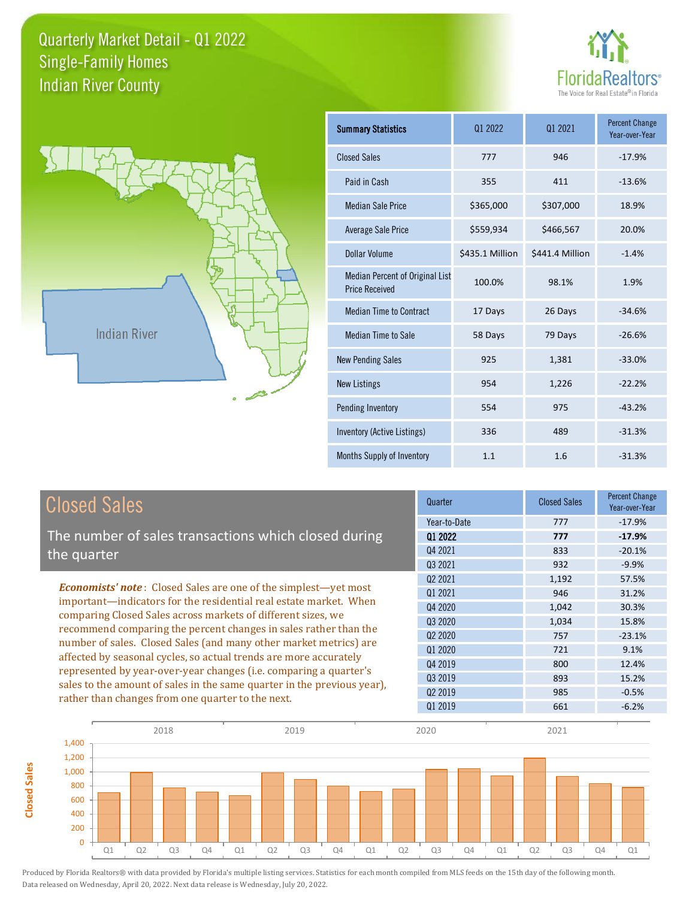# Quarterly Market Detail - Q1 2022
## Single-Family Homes
## Indian River County

FloridaRealtors® The Voice for Real Estate® in Florida

| Summary Statistics | Q1 2022 | Q1 2021 | Percent Change Year-over-Year |
|---|---|---|---|
| Closed Sales | 777 | 946 | -17.9% |
| Paid in Cash | 355 | 411 | -13.6% |
| Median Sale Price | $365,000 | $307,000 | 18.9% |
| Average Sale Price | $559,934 | $466,567 | 20.0% |
| Dollar Volume | $435.1 Million | $441.4 Million | -1.4% |
| Median Percent of Original List Price Received | 100.0% | 98.1% | 1.9% |
| Median Time to Contract | 17 Days | 26 Days | -34.6% |
| Median Time to Sale | 58 Days | 79 Days | -26.6% |
| New Pending Sales | 925 | 1,381 | -33.0% |
| New Listings | 954 | 1,226 | -22.2% |
| Pending Inventory | 554 | 975 | -43.2% |
| Inventory (Active Listings) | 336 | 489 | -31.3% |
| Months Supply of Inventory | 1.1 | 1.6 | -31.3% |

## Closed Sales

The number of sales transactions which closed during the quarter

***Economists' note***: Closed Sales are one of the simplest—yet most important—indicators for the residential real estate market. When comparing Closed Sales across markets of different sizes, we recommend comparing the percent changes in sales rather than the number of sales. Closed Sales (and many other market metrics) are affected by seasonal cycles, so actual trends are more accurately represented by year-over-year changes (i.e. comparing a quarter's sales to the amount of sales in the same quarter in the previous year), rather than changes from one quarter to the next.

| Quarter | Closed Sales | Percent Change Year-over-Year |
|---|---|---|
| Year-to-Date | 777 | -17.9% |
| **Q1 2022** | **777** | **-17.9%** |
| Q4 2021 | 833 | -20.1% |
| Q3 2021 | 932 | -9.9% |
| Q2 2021 | 1,192 | 57.5% |
| Q1 2021 | 946 | 31.2% |
| Q4 2020 | 1,042 | 30.3% |
| Q3 2020 | 1,034 | 15.8% |
| Q2 2020 | 757 | -23.1% |
| Q1 2020 | 721 | 9.1% |
| Q4 2019 | 800 | 12.4% |
| Q3 2019 | 893 | 15.2% |
| Q2 2019 | 985 | -0.5% |
| Q1 2019 | 661 | -6.2% |

Produced by Florida Realtors® with data provided by Florida's multiple listing services. Statistics for each month compiled from MLS feeds on the 15th day of the following month. Data released on Wednesday, April 20, 2022. Next data release is Wednesday, July 20, 2022.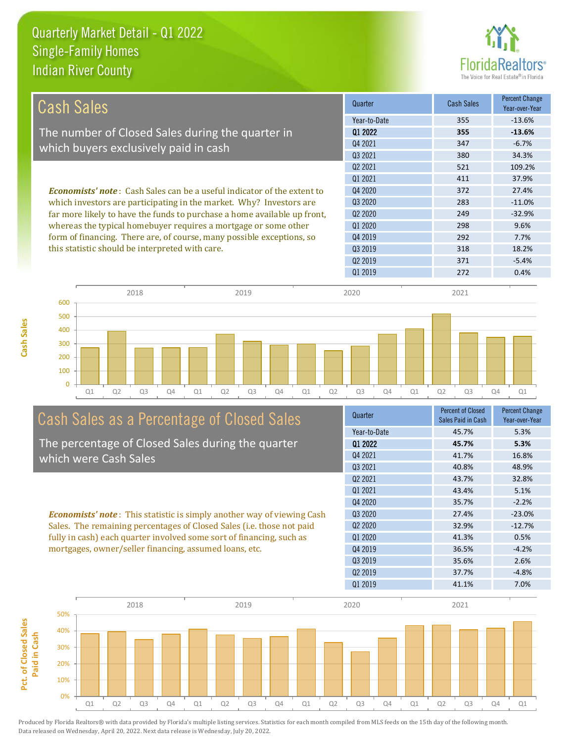# Quarterly Market Detail - Q1 2022
## Single-Family Homes
## Indian River County

## Cash Sales

The number of Closed Sales during the quarter in which buyers exclusively paid in cash

***Economists' note***: Cash Sales can be a useful indicator of the extent to which investors are participating in the market. Why? Investors are far more likely to have the funds to purchase a home available up front, whereas the typical homebuyer requires a mortgage or some other form of financing. There are, of course, many possible exceptions, so this statistic should be interpreted with care.

| Quarter | Cash Sales | Percent Change Year-over-Year |
|---|---|---|
| Year-to-Date | 355 | -13.6% |
| **Q1 2022** | **355** | **-13.6%** |
| Q4 2021 | 347 | -6.7% |
| Q3 2021 | 380 | 34.3% |
| Q2 2021 | 521 | 109.2% |
| Q1 2021 | 411 | 37.9% |
| Q4 2020 | 372 | 27.4% |
| Q3 2020 | 283 | -11.0% |
| Q2 2020 | 249 | -32.9% |
| Q1 2020 | 298 | 9.6% |
| Q4 2019 | 292 | 7.7% |
| Q3 2019 | 318 | 18.2% |
| Q2 2019 | 371 | -5.4% |
| Q1 2019 | 272 | 0.4% |

## Cash Sales as a Percentage of Closed Sales

The percentage of Closed Sales during the quarter which were Cash Sales

***Economists' note***: This statistic is simply another way of viewing Cash Sales. The remaining percentages of Closed Sales (i.e. those not paid fully in cash) each quarter involved some sort of financing, such as mortgages, owner/seller financing, assumed loans, etc.

| Quarter | Percent of Closed Sales Paid in Cash | Percent Change Year-over-Year |
|---|---|---|
| Year-to-Date | 45.7% | 5.3% |
| **Q1 2022** | **45.7%** | **5.3%** |
| Q4 2021 | 41.7% | 16.8% |
| Q3 2021 | 40.8% | 48.9% |
| Q2 2021 | 43.7% | 32.8% |
| Q1 2021 | 43.4% | 5.1% |
| Q4 2020 | 35.7% | -2.2% |
| Q3 2020 | 27.4% | -23.0% |
| Q2 2020 | 32.9% | -12.7% |
| Q1 2020 | 41.3% | 0.5% |
| Q4 2019 | 36.5% | -4.2% |
| Q3 2019 | 35.6% | 2.6% |
| Q2 2019 | 37.7% | -4.8% |
| Q1 2019 | 41.1% | 7.0% |

Produced by Florida Realtors® with data provided by Florida's multiple listing services. Statistics for each month compiled from MLS feeds on the 15th day of the following month. Data released on Wednesday, April 20, 2022. Next data release is Wednesday, July 20, 2022.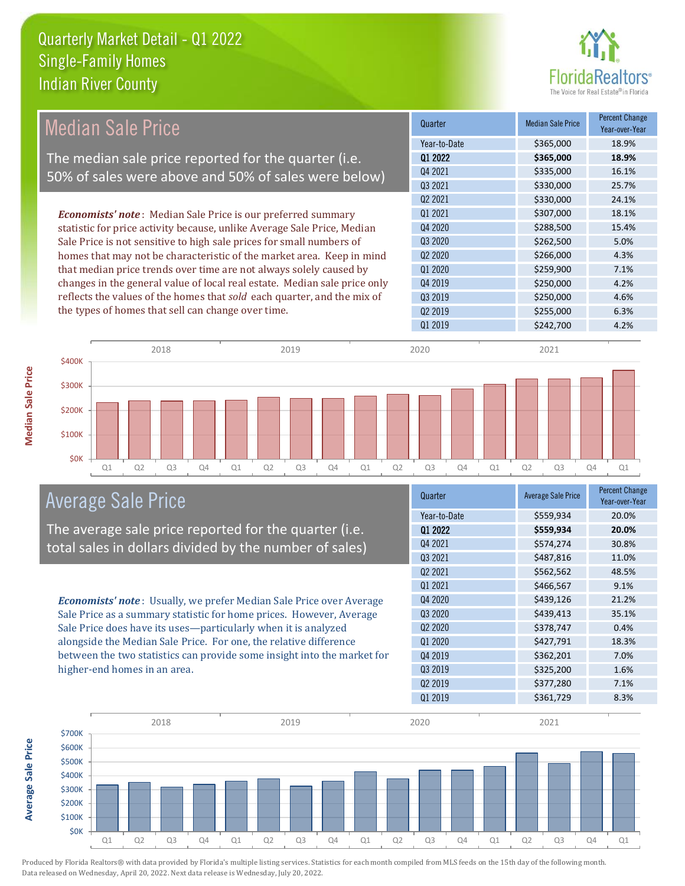# Quarterly Market Detail - Q1 2022
## Single-Family Homes
## Indian River County

## Median Sale Price

The median sale price reported for the quarter (i.e. 50% of sales were above and 50% of sales were below)

***Economists' note***: Median Sale Price is our preferred summary statistic for price activity because, unlike Average Sale Price, Median Sale Price is not sensitive to high sale prices for small numbers of homes that may not be characteristic of the market area. Keep in mind that median price trends over time are not always solely caused by changes in the general value of local real estate. Median sale price only reflects the values of the homes that *sold* each quarter, and the mix of the types of homes that sell can change over time.

| Quarter | Median Sale Price | Percent Change Year-over-Year |
|---|---|---|
| Year-to-Date | $365,000 | 18.9% |
| **Q1 2022** | **$365,000** | **18.9%** |
| Q4 2021 | $335,000 | 16.1% |
| Q3 2021 | $330,000 | 25.7% |
| Q2 2021 | $330,000 | 24.1% |
| Q1 2021 | $307,000 | 18.1% |
| Q4 2020 | $288,500 | 15.4% |
| Q3 2020 | $262,500 | 5.0% |
| Q2 2020 | $266,000 | 4.3% |
| Q1 2020 | $259,900 | 7.1% |
| Q4 2019 | $250,000 | 4.2% |
| Q3 2019 | $250,000 | 4.6% |
| Q2 2019 | $255,000 | 6.3% |
| Q1 2019 | $242,700 | 4.2% |

## Average Sale Price

The average sale price reported for the quarter (i.e. total sales in dollars divided by the number of sales)

***Economists' note***: Usually, we prefer Median Sale Price over Average Sale Price as a summary statistic for home prices. However, Average Sale Price does have its uses—particularly when it is analyzed alongside the Median Sale Price. For one, the relative difference between the two statistics can provide some insight into the market for higher-end homes in an area.

| Quarter | Average Sale Price | Percent Change Year-over-Year |
|---|---|---|
| Year-to-Date | $559,934 | 20.0% |
| **Q1 2022** | **$559,934** | **20.0%** |
| Q4 2021 | $574,274 | 30.8% |
| Q3 2021 | $487,816 | 11.0% |
| Q2 2021 | $562,562 | 48.5% |
| Q1 2021 | $466,567 | 9.1% |
| Q4 2020 | $439,126 | 21.2% |
| Q3 2020 | $439,413 | 35.1% |
| Q2 2020 | $378,747 | 0.4% |
| Q1 2020 | $427,791 | 18.3% |
| Q4 2019 | $362,201 | 7.0% |
| Q3 2019 | $325,200 | 1.6% |
| Q2 2019 | $377,280 | 7.1% |
| Q1 2019 | $361,729 | 8.3% |

Produced by Florida Realtors® with data provided by Florida's multiple listing services. Statistics for each month compiled from MLS feeds on the 15th day of the following month. Data released on Wednesday, April 20, 2022. Next data release is Wednesday, July 20, 2022.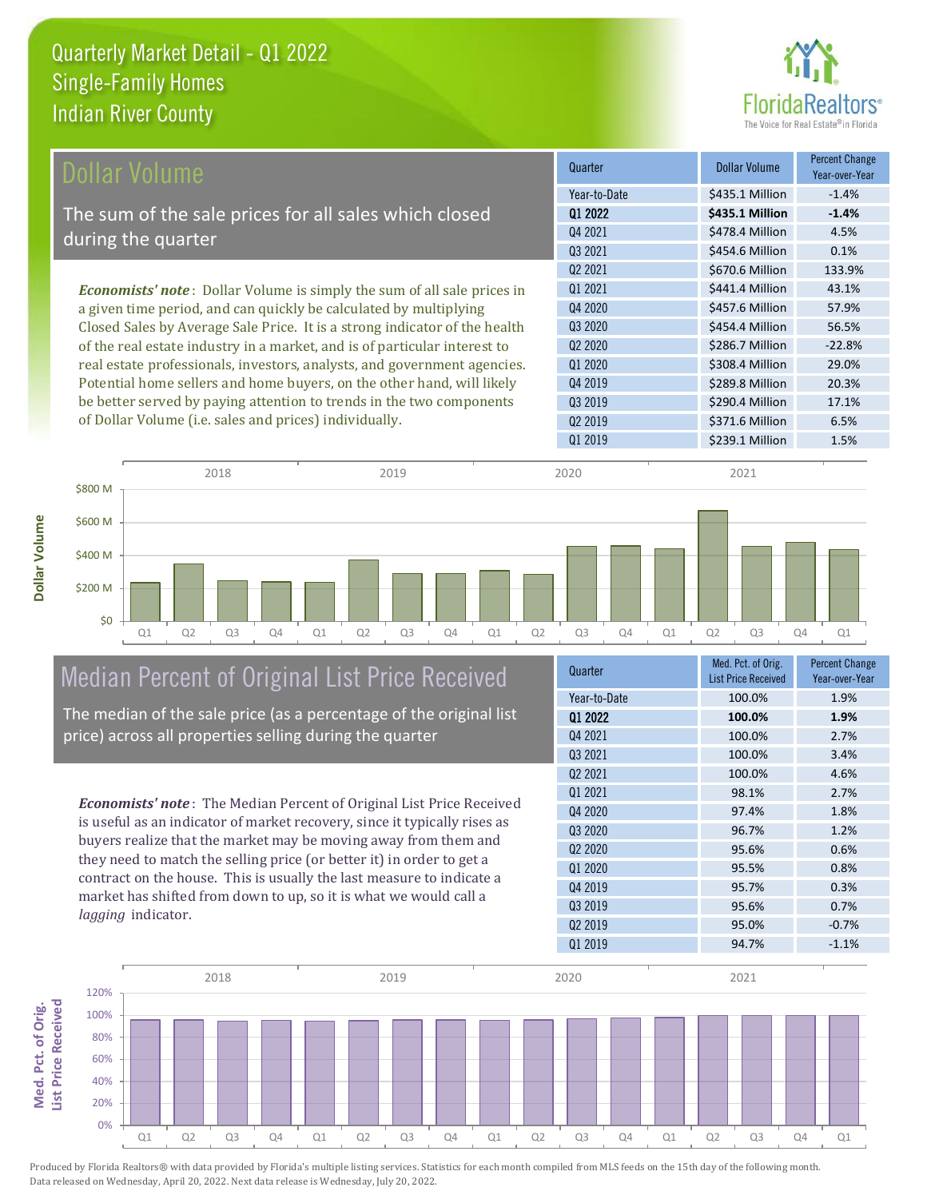# Quarterly Market Detail - Q1 2022
## Single-Family Homes
## Indian River County

## Dollar Volume

The sum of the sale prices for all sales which closed during the quarter

*Economists' note*: Dollar Volume is simply the sum of all sale prices in a given time period, and can quickly be calculated by multiplying Closed Sales by Average Sale Price. It is a strong indicator of the health of the real estate industry in a market, and is of particular interest to real estate professionals, investors, analysts, and government agencies. Potential home sellers and home buyers, on the other hand, will likely be better served by paying attention to trends in the two components of Dollar Volume (i.e. sales and prices) individually.

| Quarter | Dollar Volume | Percent Change Year-over-Year |
|---|---|---|
| Year-to-Date | $435.1 Million | -1.4% |
| **Q1 2022** | **$435.1 Million** | **-1.4%** |
| Q4 2021 | $478.4 Million | 4.5% |
| Q3 2021 | $454.6 Million | 0.1% |
| Q2 2021 | $670.6 Million | 133.9% |
| Q1 2021 | $441.4 Million | 43.1% |
| Q4 2020 | $457.6 Million | 57.9% |
| Q3 2020 | $454.4 Million | 56.5% |
| Q2 2020 | $286.7 Million | -22.8% |
| Q1 2020 | $308.4 Million | 29.0% |
| Q4 2019 | $289.8 Million | 20.3% |
| Q3 2019 | $290.4 Million | 17.1% |
| Q2 2019 | $371.6 Million | 6.5% |
| Q1 2019 | $239.1 Million | 1.5% |

## Median Percent of Original List Price Received

The median of the sale price (as a percentage of the original list price) across all properties selling during the quarter

*Economists' note*: The Median Percent of Original List Price Received is useful as an indicator of market recovery, since it typically rises as buyers realize that the market may be moving away from them and they need to match the selling price (or better it) in order to get a contract on the house. This is usually the last measure to indicate a market has shifted from down to up, so it is what we would call a *lagging* indicator.

| Quarter | Med. Pct. of Orig. List Price Received | Percent Change Year-over-Year |
|---|---|---|
| Year-to-Date | 100.0% | 1.9% |
| **Q1 2022** | **100.0%** | **1.9%** |
| Q4 2021 | 100.0% | 2.7% |
| Q3 2021 | 100.0% | 3.4% |
| Q2 2021 | 100.0% | 4.6% |
| Q1 2021 | 98.1% | 2.7% |
| Q4 2020 | 97.4% | 1.8% |
| Q3 2020 | 96.7% | 1.2% |
| Q2 2020 | 95.6% | 0.6% |
| Q1 2020 | 95.5% | 0.8% |
| Q4 2019 | 95.7% | 0.3% |
| Q3 2019 | 95.6% | 0.7% |
| Q2 2019 | 95.0% | -0.7% |
| Q1 2019 | 94.7% | -1.1% |

Produced by Florida Realtors® with data provided by Florida's multiple listing services. Statistics for each month compiled from MLS feeds on the 15th day of the following month. Data released on Wednesday, April 20, 2022. Next data release is Wednesday, July 20, 2022.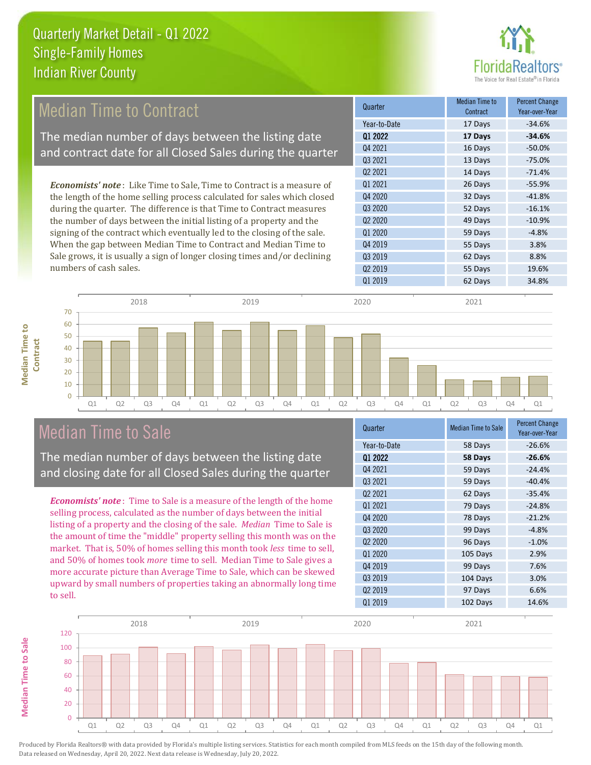# Quarterly Market Detail - Q1 2022
## Single-Family Homes
## Indian River County

## Median Time to Contract

The median number of days between the listing date and contract date for all Closed Sales during the quarter

***Economists' note***: Like Time to Sale, Time to Contract is a measure of the length of the home selling process calculated for sales which closed during the quarter. The difference is that Time to Contract measures the number of days between the initial listing of a property and the signing of the contract which eventually led to the closing of the sale. When the gap between Median Time to Contract and Median Time to Sale grows, it is usually a sign of longer closing times and/or declining numbers of cash sales.

| Quarter | Median Time to Contract | Percent Change Year-over-Year |
|---|---|---|
| Year-to-Date | 17 Days | -34.6% |
| **Q1 2022** | **17 Days** | **-34.6%** |
| Q4 2021 | 16 Days | -50.0% |
| Q3 2021 | 13 Days | -75.0% |
| Q2 2021 | 14 Days | -71.4% |
| Q1 2021 | 26 Days | -55.9% |
| Q4 2020 | 32 Days | -41.8% |
| Q3 2020 | 52 Days | -16.1% |
| Q2 2020 | 49 Days | -10.9% |
| Q1 2020 | 59 Days | -4.8% |
| Q4 2019 | 55 Days | 3.8% |
| Q3 2019 | 62 Days | 8.8% |
| Q2 2019 | 55 Days | 19.6% |
| Q1 2019 | 62 Days | 34.8% |

## Median Time to Sale

The median number of days between the listing date and closing date for all Closed Sales during the quarter

***Economists' note***: Time to Sale is a measure of the length of the home selling process, calculated as the number of days between the initial listing of a property and the closing of the sale. *Median* Time to Sale is the amount of time the "middle" property selling this month was on the market. That is, 50% of homes selling this month took *less* time to sell, and 50% of homes took *more* time to sell. Median Time to Sale gives a more accurate picture than Average Time to Sale, which can be skewed upward by small numbers of properties taking an abnormally long time to sell.

| Quarter | Median Time to Sale | Percent Change Year-over-Year |
|---|---|---|
| Year-to-Date | 58 Days | -26.6% |
| **Q1 2022** | **58 Days** | **-26.6%** |
| Q4 2021 | 59 Days | -24.4% |
| Q3 2021 | 59 Days | -40.4% |
| Q2 2021 | 62 Days | -35.4% |
| Q1 2021 | 79 Days | -24.8% |
| Q4 2020 | 78 Days | -21.2% |
| Q3 2020 | 99 Days | -4.8% |
| Q2 2020 | 96 Days | -1.0% |
| Q1 2020 | 105 Days | 2.9% |
| Q4 2019 | 99 Days | 7.6% |
| Q3 2019 | 104 Days | 3.0% |
| Q2 2019 | 97 Days | 6.6% |
| Q1 2019 | 102 Days | 14.6% |

Produced by Florida Realtors® with data provided by Florida's multiple listing services. Statistics for each month compiled from MLS feeds on the 15th day of the following month. Data released on Wednesday, April 20, 2022. Next data release is Wednesday, July 20, 2022.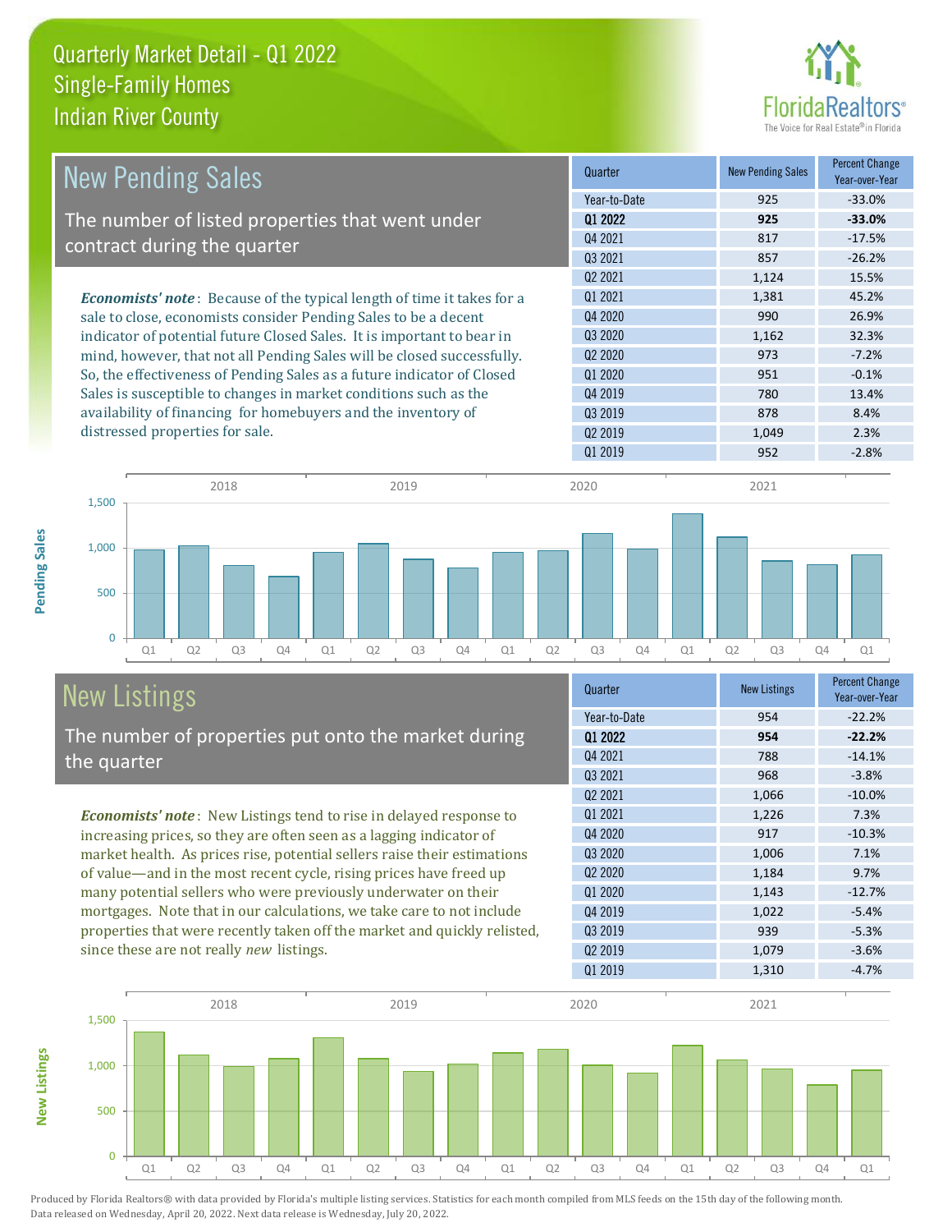# Quarterly Market Detail - Q1 2022
## Single-Family Homes
## Indian River County

## New Pending Sales

The number of listed properties that went under contract during the quarter

***Economists' note***: Because of the typical length of time it takes for a sale to close, economists consider Pending Sales to be a decent indicator of potential future Closed Sales. It is important to bear in mind, however, that not all Pending Sales will be closed successfully. So, the effectiveness of Pending Sales as a future indicator of Closed Sales is susceptible to changes in market conditions such as the availability of financing for homebuyers and the inventory of distressed properties for sale.

| Quarter | New Pending Sales | Percent Change Year-over-Year |
|---|---|---|
| Year-to-Date | 925 | -33.0% |
| **Q1 2022** | **925** | **-33.0%** |
| Q4 2021 | 817 | -17.5% |
| Q3 2021 | 857 | -26.2% |
| Q2 2021 | 1,124 | 15.5% |
| Q1 2021 | 1,381 | 45.2% |
| Q4 2020 | 990 | 26.9% |
| Q3 2020 | 1,162 | 32.3% |
| Q2 2020 | 973 | -7.2% |
| Q1 2020 | 951 | -0.1% |
| Q4 2019 | 780 | 13.4% |
| Q3 2019 | 878 | 8.4% |
| Q2 2019 | 1,049 | 2.3% |
| Q1 2019 | 952 | -2.8% |

## New Listings

The number of properties put onto the market during the quarter

***Economists' note***: New Listings tend to rise in delayed response to increasing prices, so they are often seen as a lagging indicator of market health. As prices rise, potential sellers raise their estimations of value—and in the most recent cycle, rising prices have freed up many potential sellers who were previously underwater on their mortgages. Note that in our calculations, we take care to not include properties that were recently taken off the market and quickly relisted, since these are not really *new* listings.

| Quarter | New Listings | Percent Change Year-over-Year |
|---|---|---|
| Year-to-Date | 954 | -22.2% |
| **Q1 2022** | **954** | **-22.2%** |
| Q4 2021 | 788 | -14.1% |
| Q3 2021 | 968 | -3.8% |
| Q2 2021 | 1,066 | -10.0% |
| Q1 2021 | 1,226 | 7.3% |
| Q4 2020 | 917 | -10.3% |
| Q3 2020 | 1,006 | 7.1% |
| Q2 2020 | 1,184 | 9.7% |
| Q1 2020 | 1,143 | -12.7% |
| Q4 2019 | 1,022 | -5.4% |
| Q3 2019 | 939 | -5.3% |
| Q2 2019 | 1,079 | -3.6% |
| Q1 2019 | 1,310 | -4.7% |

Produced by Florida Realtors® with data provided by Florida's multiple listing services. Statistics for each month compiled from MLS feeds on the 15th day of the following month. Data released on Wednesday, April 20, 2022. Next data release is Wednesday, July 20, 2022.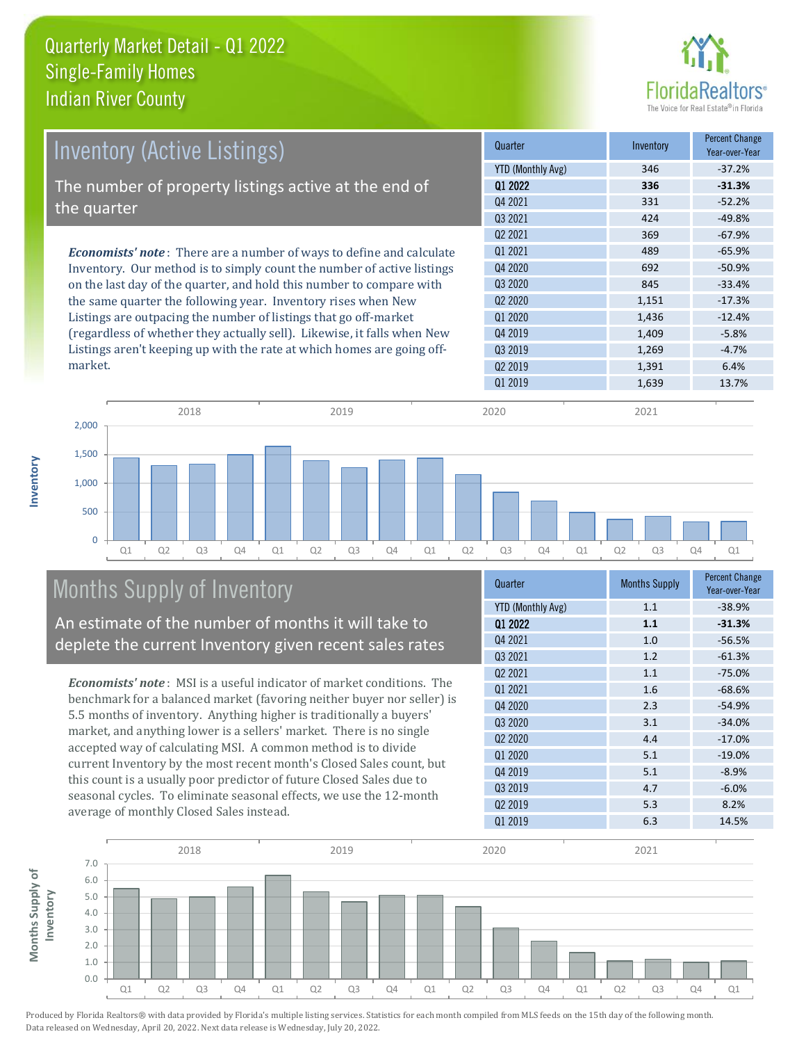# Quarterly Market Detail - Q1 2022
## Single-Family Homes
## Indian River County

## Inventory (Active Listings)

The number of property listings active at the end of the quarter

*Economists' note*: There are a number of ways to define and calculate Inventory. Our method is to simply count the number of active listings on the last day of the quarter, and hold this number to compare with the same quarter the following year. Inventory rises when New Listings are outpacing the number of listings that go off-market (regardless of whether they actually sell). Likewise, it falls when New Listings aren't keeping up with the rate at which homes are going off-market.

| Quarter | Inventory | Percent Change Year-over-Year |
|---|---|---|
| YTD (Monthly Avg) | 346 | -37.2% |
| **Q1 2022** | **336** | **-31.3%** |
| Q4 2021 | 331 | -52.2% |
| Q3 2021 | 424 | -49.8% |
| Q2 2021 | 369 | -67.9% |
| Q1 2021 | 489 | -65.9% |
| Q4 2020 | 692 | -50.9% |
| Q3 2020 | 845 | -33.4% |
| Q2 2020 | 1,151 | -17.3% |
| Q1 2020 | 1,436 | -12.4% |
| Q4 2019 | 1,409 | -5.8% |
| Q3 2019 | 1,269 | -4.7% |
| Q2 2019 | 1,391 | 6.4% |
| Q1 2019 | 1,639 | 13.7% |

## Months Supply of Inventory

An estimate of the number of months it will take to deplete the current Inventory given recent sales rates

*Economists' note*: MSI is a useful indicator of market conditions. The benchmark for a balanced market (favoring neither buyer nor seller) is 5.5 months of inventory. Anything higher is traditionally a buyers' market, and anything lower is a sellers' market. There is no single accepted way of calculating MSI. A common method is to divide current Inventory by the most recent month's Closed Sales count, but this count is a usually poor predictor of future Closed Sales due to seasonal cycles. To eliminate seasonal effects, we use the 12-month average of monthly Closed Sales instead.

| Quarter | Months Supply | Percent Change Year-over-Year |
|---|---|---|
| YTD (Monthly Avg) | 1.1 | -38.9% |
| **Q1 2022** | **1.1** | **-31.3%** |
| Q4 2021 | 1.0 | -56.5% |
| Q3 2021 | 1.2 | -61.3% |
| Q2 2021 | 1.1 | -75.0% |
| Q1 2021 | 1.6 | -68.6% |
| Q4 2020 | 2.3 | -54.9% |
| Q3 2020 | 3.1 | -34.0% |
| Q2 2020 | 4.4 | -17.0% |
| Q1 2020 | 5.1 | -19.0% |
| Q4 2019 | 5.1 | -8.9% |
| Q3 2019 | 4.7 | -6.0% |
| Q2 2019 | 5.3 | 8.2% |
| Q1 2019 | 6.3 | 14.5% |

Produced by Florida Realtors® with data provided by Florida's multiple listing services. Statistics for each month compiled from MLS feeds on the 15th day of the following month. Data released on Wednesday, April 20, 2022. Next data release is Wednesday, July 20, 2022.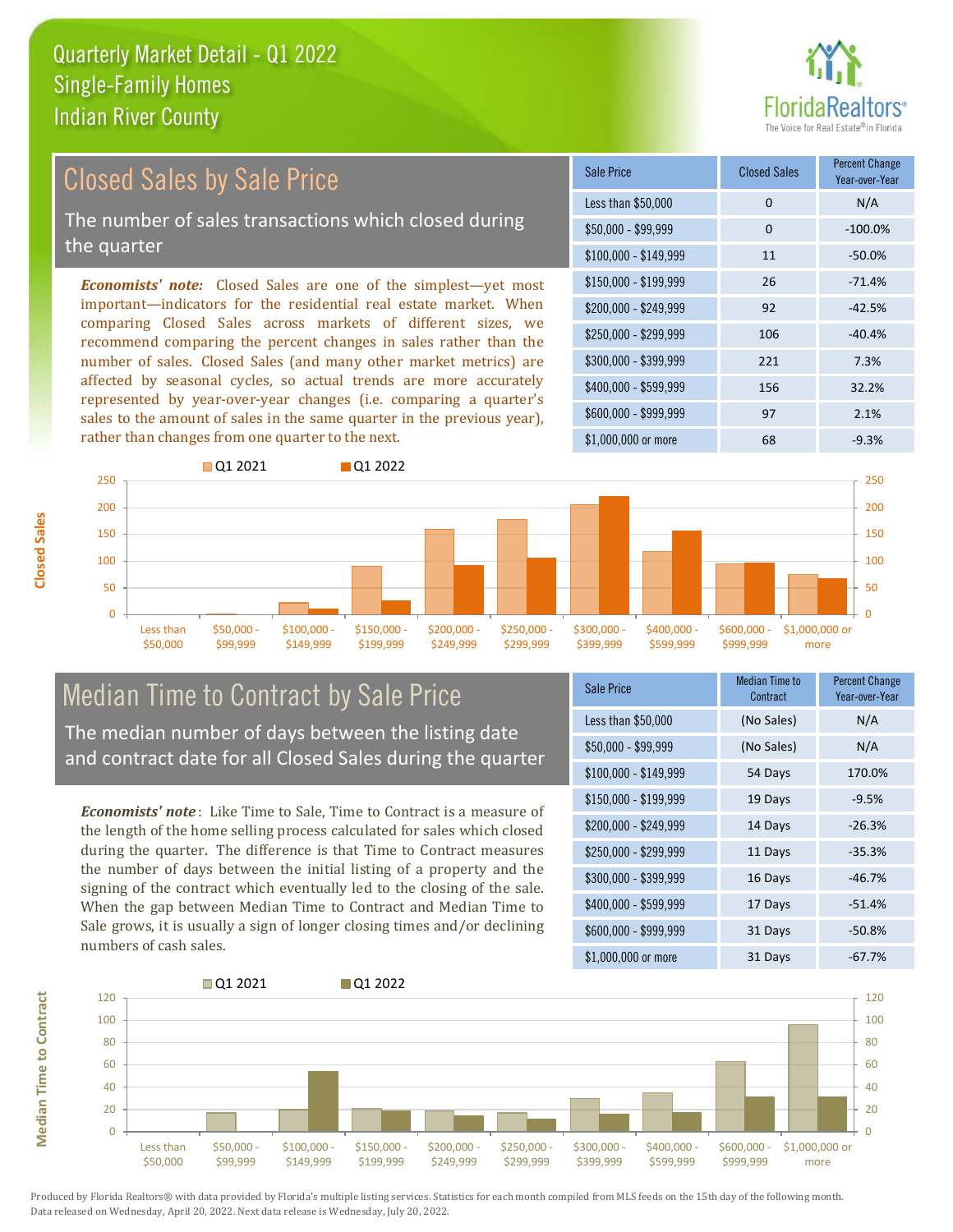# Quarterly Market Detail - Q1 2022
## Single-Family Homes
## Indian River County

## Closed Sales by Sale Price

The number of sales transactions which closed during the quarter

***Economists' note:*** Closed Sales are one of the simplest—yet most important—indicators for the residential real estate market. When comparing Closed Sales across markets of different sizes, we recommend comparing the percent changes in sales rather than the number of sales. Closed Sales (and many other market metrics) are affected by seasonal cycles, so actual trends are more accurately represented by year-over-year changes (i.e. comparing a quarter's sales to the amount of sales in the same quarter in the previous year), rather than changes from one quarter to the next.

| Sale Price | Closed Sales | Percent Change Year-over-Year |
|---|---|---|
| Less than $50,000 | 0 | N/A |
| $50,000 - $99,999 | 0 | -100.0% |
| $100,000 - $149,999 | 11 | -50.0% |
| $150,000 - $199,999 | 26 | -71.4% |
| $200,000 - $249,999 | 92 | -42.5% |
| $250,000 - $299,999 | 106 | -40.4% |
| $300,000 - $399,999 | 221 | 7.3% |
| $400,000 - $599,999 | 156 | 32.2% |
| $600,000 - $999,999 | 97 | 2.1% |
| $1,000,000 or more | 68 | -9.3% |

## Median Time to Contract by Sale Price

The median number of days between the listing date and contract date for all Closed Sales during the quarter

***Economists' note*** : Like Time to Sale, Time to Contract is a measure of the length of the home selling process calculated for sales which closed during the quarter. The difference is that Time to Contract measures the number of days between the initial listing of a property and the signing of the contract which eventually led to the closing of the sale. When the gap between Median Time to Contract and Median Time to Sale grows, it is usually a sign of longer closing times and/or declining numbers of cash sales.

| Sale Price | Median Time to Contract | Percent Change Year-over-Year |
|---|---|---|
| Less than $50,000 | (No Sales) | N/A |
| $50,000 - $99,999 | (No Sales) | N/A |
| $100,000 - $149,999 | 54 Days | 170.0% |
| $150,000 - $199,999 | 19 Days | -9.5% |
| $200,000 - $249,999 | 14 Days | -26.3% |
| $250,000 - $299,999 | 11 Days | -35.3% |
| $300,000 - $399,999 | 16 Days | -46.7% |
| $400,000 - $599,999 | 17 Days | -51.4% |
| $600,000 - $999,999 | 31 Days | -50.8% |
| $1,000,000 or more | 31 Days | -67.7% |

Produced by Florida Realtors® with data provided by Florida's multiple listing services. Statistics for each month compiled from MLS feeds on the 15th day of the following month. Data released on Wednesday, April 20, 2022. Next data release is Wednesday, July 20, 2022.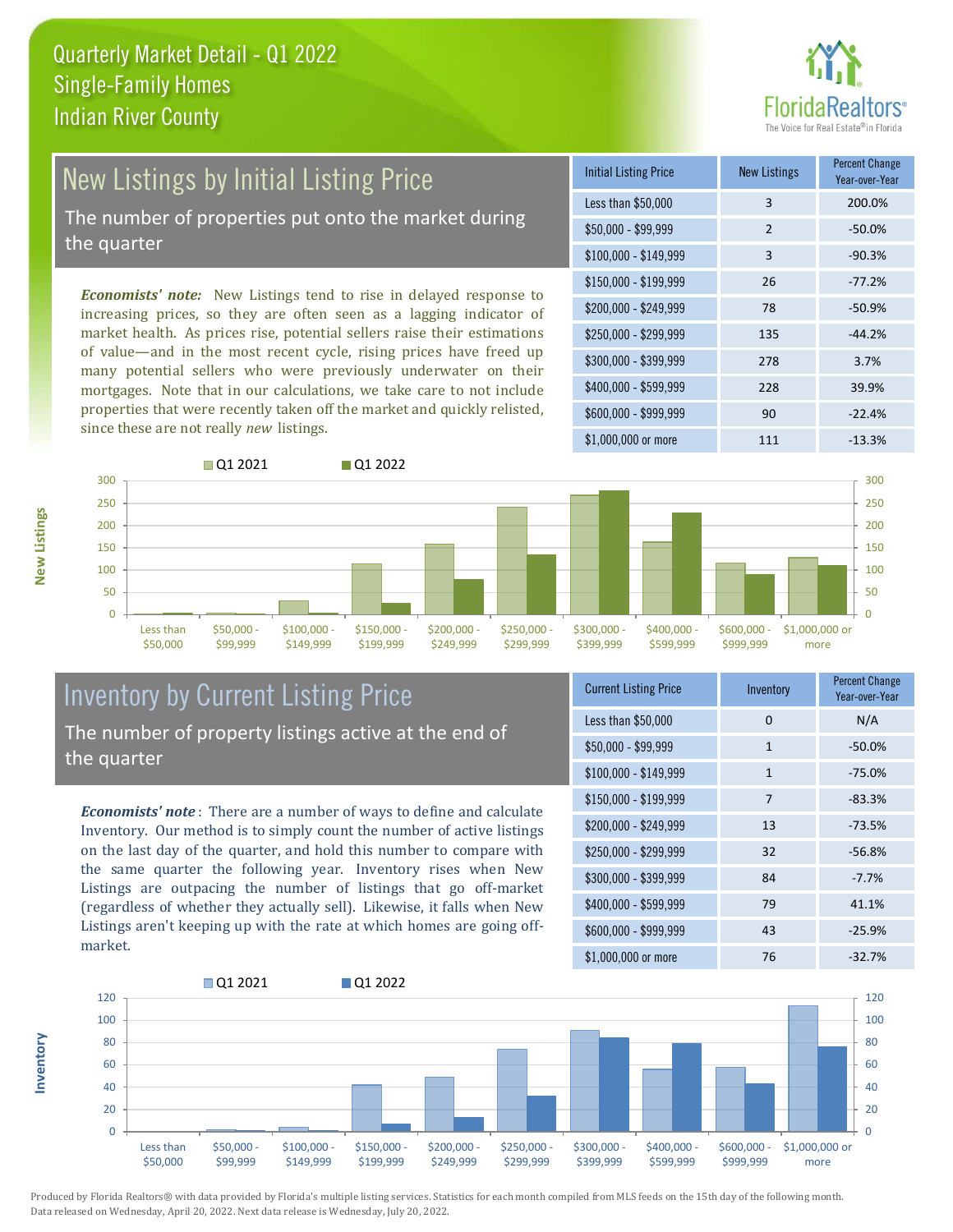# Quarterly Market Detail - Q1 2022
## Single-Family Homes
## Indian River County

## New Listings by Initial Listing Price

The number of properties put onto the market during the quarter

*Economists' note*: New Listings tend to rise in delayed response to increasing prices, so they are often seen as a lagging indicator of market health. As prices rise, potential sellers raise their estimations of value—and in the most recent cycle, rising prices have freed up many potential sellers who were previously underwater on their mortgages. Note that in our calculations, we take care to not include properties that were recently taken off the market and quickly relisted, since these are not really *new* listings.

| Initial Listing Price | New Listings | Percent Change Year-over-Year |
|---|---|---|
| Less than $50,000 | 3 | 200.0% |
| $50,000 - $99,999 | 2 | -50.0% |
| $100,000 - $149,999 | 3 | -90.3% |
| $150,000 - $199,999 | 26 | -77.2% |
| $200,000 - $249,999 | 78 | -50.9% |
| $250,000 - $299,999 | 135 | -44.2% |
| $300,000 - $399,999 | 278 | 3.7% |
| $400,000 - $599,999 | 228 | 39.9% |
| $600,000 - $999,999 | 90 | -22.4% |
| $1,000,000 or more | 111 | -13.3% |

## Inventory by Current Listing Price

The number of property listings active at the end of the quarter

*Economists' note*: There are a number of ways to define and calculate Inventory. Our method is to simply count the number of active listings on the last day of the quarter, and hold this number to compare with the same quarter the following year. Inventory rises when New Listings are outpacing the number of listings that go off-market (regardless of whether they actually sell). Likewise, it falls when New Listings aren't keeping up with the rate at which homes are going off-market.

| Current Listing Price | Inventory | Percent Change Year-over-Year |
|---|---|---|
| Less than $50,000 | 0 | N/A |
| $50,000 - $99,999 | 1 | -50.0% |
| $100,000 - $149,999 | 1 | -75.0% |
| $150,000 - $199,999 | 7 | -83.3% |
| $200,000 - $249,999 | 13 | -73.5% |
| $250,000 - $299,999 | 32 | -56.8% |
| $300,000 - $399,999 | 84 | -7.7% |
| $400,000 - $599,999 | 79 | 41.1% |
| $600,000 - $999,999 | 43 | -25.9% |
| $1,000,000 or more | 76 | -32.7% |

Produced by Florida Realtors® with data provided by Florida's multiple listing services. Statistics for each month compiled from MLS feeds on the 15th day of the following month. Data released on Wednesday, April 20, 2022. Next data release is Wednesday, July 20, 2022.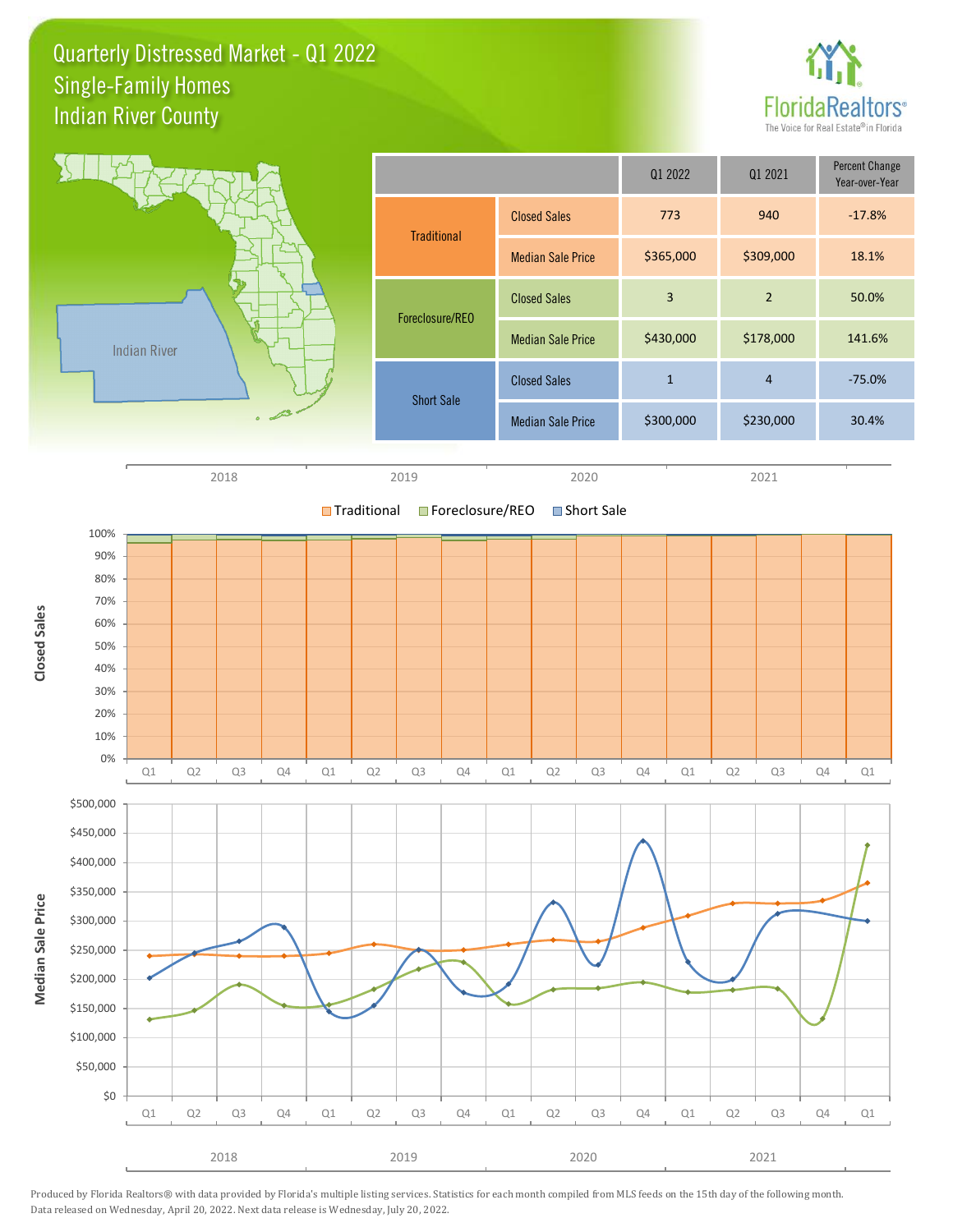# Quarterly Distressed Market - Q1 2022
## Single-Family Homes
## Indian River County

FloridaRealtors®
The Voice for Real Estate® in Florida

Indian River

| | | Q1 2022 | Q1 2021 | Percent Change Year-over-Year |
|---|---|---|---|---|
| Traditional | Closed Sales | 773 | 940 | -17.8% |
| | Median Sale Price | $365,000 | $309,000 | 18.1% |
| Foreclosure/REO | Closed Sales | 3 | 2 | 50.0% |
| | Median Sale Price | $430,000 | $178,000 | 141.6% |
| Short Sale | Closed Sales | 1 | 4 | -75.0% |
| | Median Sale Price | $300,000 | $230,000 | 30.4% |

2018 2019 2020 2021

Traditional Foreclosure/REO Short Sale

Closed Sales

100% 90% 80% 70% 60% 50% 40% 30% 20% 10% 0%

Q1 Q2 Q3 Q4 Q1 Q2 Q3 Q4 Q1 Q2 Q3 Q4 Q1 Q2 Q3 Q4 Q1

Median Sale Price

$500,000 $450,000 $400,000 $350,000 $300,000 $250,000 $200,000 $150,000 $100,000 $50,000 $0

Q1 Q2 Q3 Q4 Q1 Q2 Q3 Q4 Q1 Q2 Q3 Q4 Q1 Q2 Q3 Q4 Q1

2018 2019 2020 2021

Produced by Florida Realtors® with data provided by Florida's multiple listing services. Statistics for each month compiled from MLS feeds on the 15th day of the following month. Data released on Wednesday, April 20, 2022. Next data release is Wednesday, July 20, 2022.